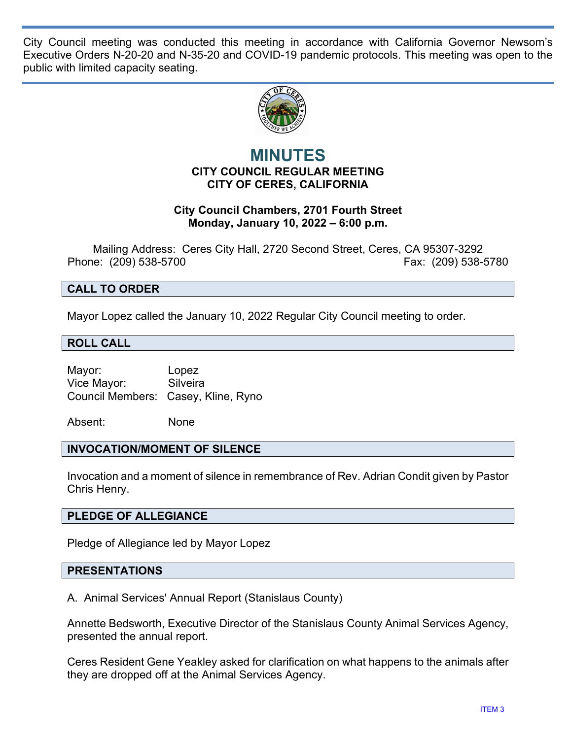City Council meeting was conducted this meeting in accordance with California Governor Newsom's Executive Orders N-20-20 and N-35-20 and COVID-19 pandemic protocols. This meeting was open to the public with limited capacity seating.

# MINUTES

**CITY COUNCIL REGULAR MEETING**
**CITY OF CERES, CALIFORNIA**

**City Council Chambers, 2701 Fourth Street**
**Monday, January 10, 2022 – 6:00 p.m.**

Mailing Address: Ceres City Hall, 2720 Second Street, Ceres, CA 95307-3292
Phone: (209) 538-5700 Fax: (209) 538-5780

## CALL TO ORDER

Mayor Lopez called the January 10, 2022 Regular City Council meeting to order.

## ROLL CALL

Mayor: Lopez
Vice Mayor: Silveira
Council Members: Casey, Kline, Ryno

Absent: None

## INVOCATION/MOMENT OF SILENCE

Invocation and a moment of silence in remembrance of Rev. Adrian Condit given by Pastor Chris Henry.

## PLEDGE OF ALLEGIANCE

Pledge of Allegiance led by Mayor Lopez

## PRESENTATIONS

A. Animal Services' Annual Report (Stanislaus County)

Annette Bedsworth, Executive Director of the Stanislaus County Animal Services Agency, presented the annual report.

Ceres Resident Gene Yeakley asked for clarification on what happens to the animals after they are dropped off at the Animal Services Agency.

ITEM 3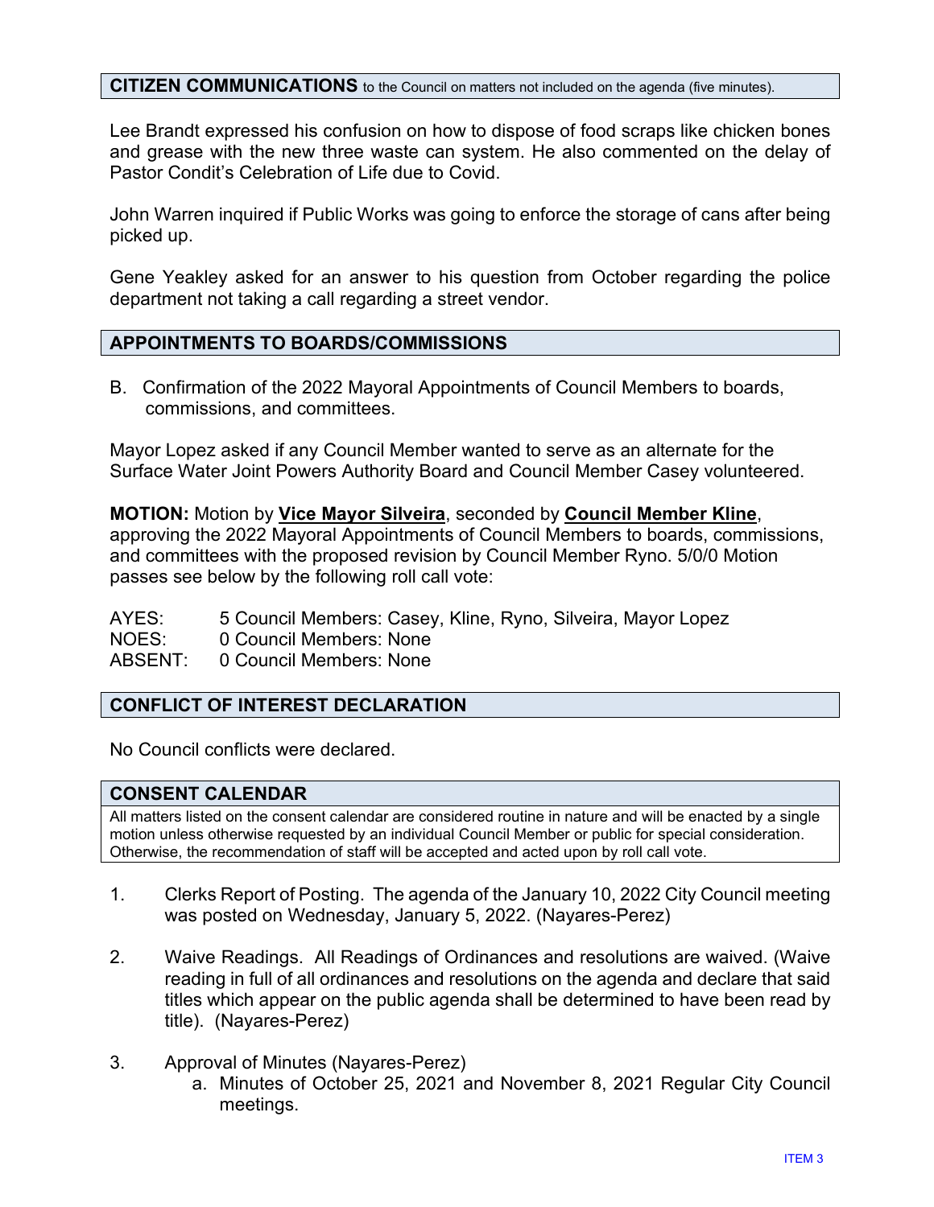## CITIZEN COMMUNICATIONS to the Council on matters not included on the agenda (five minutes).

Lee Brandt expressed his confusion on how to dispose of food scraps like chicken bones and grease with the new three waste can system. He also commented on the delay of Pastor Condit's Celebration of Life due to Covid.

John Warren inquired if Public Works was going to enforce the storage of cans after being picked up.

Gene Yeakley asked for an answer to his question from October regarding the police department not taking a call regarding a street vendor.

## APPOINTMENTS TO BOARDS/COMMISSIONS

B. Confirmation of the 2022 Mayoral Appointments of Council Members to boards, commissions, and committees.

Mayor Lopez asked if any Council Member wanted to serve as an alternate for the Surface Water Joint Powers Authority Board and Council Member Casey volunteered.

**MOTION:** Motion by **Vice Mayor Silveira**, seconded by **Council Member Kline**, approving the 2022 Mayoral Appointments of Council Members to boards, commissions, and committees with the proposed revision by Council Member Ryno. 5/0/0 Motion passes see below by the following roll call vote:

AYES: 5 Council Members: Casey, Kline, Ryno, Silveira, Mayor Lopez
NOES: 0 Council Members: None
ABSENT: 0 Council Members: None

## CONFLICT OF INTEREST DECLARATION

No Council conflicts were declared.

## CONSENT CALENDAR

All matters listed on the consent calendar are considered routine in nature and will be enacted by a single motion unless otherwise requested by an individual Council Member or public for special consideration. Otherwise, the recommendation of staff will be accepted and acted upon by roll call vote.

1. Clerks Report of Posting. The agenda of the January 10, 2022 City Council meeting was posted on Wednesday, January 5, 2022. (Nayares-Perez)

2. Waive Readings. All Readings of Ordinances and resolutions are waived. (Waive reading in full of all ordinances and resolutions on the agenda and declare that said titles which appear on the public agenda shall be determined to have been read by title). (Nayares-Perez)

3. Approval of Minutes (Nayares-Perez)
   a. Minutes of October 25, 2021 and November 8, 2021 Regular City Council meetings.

ITEM 3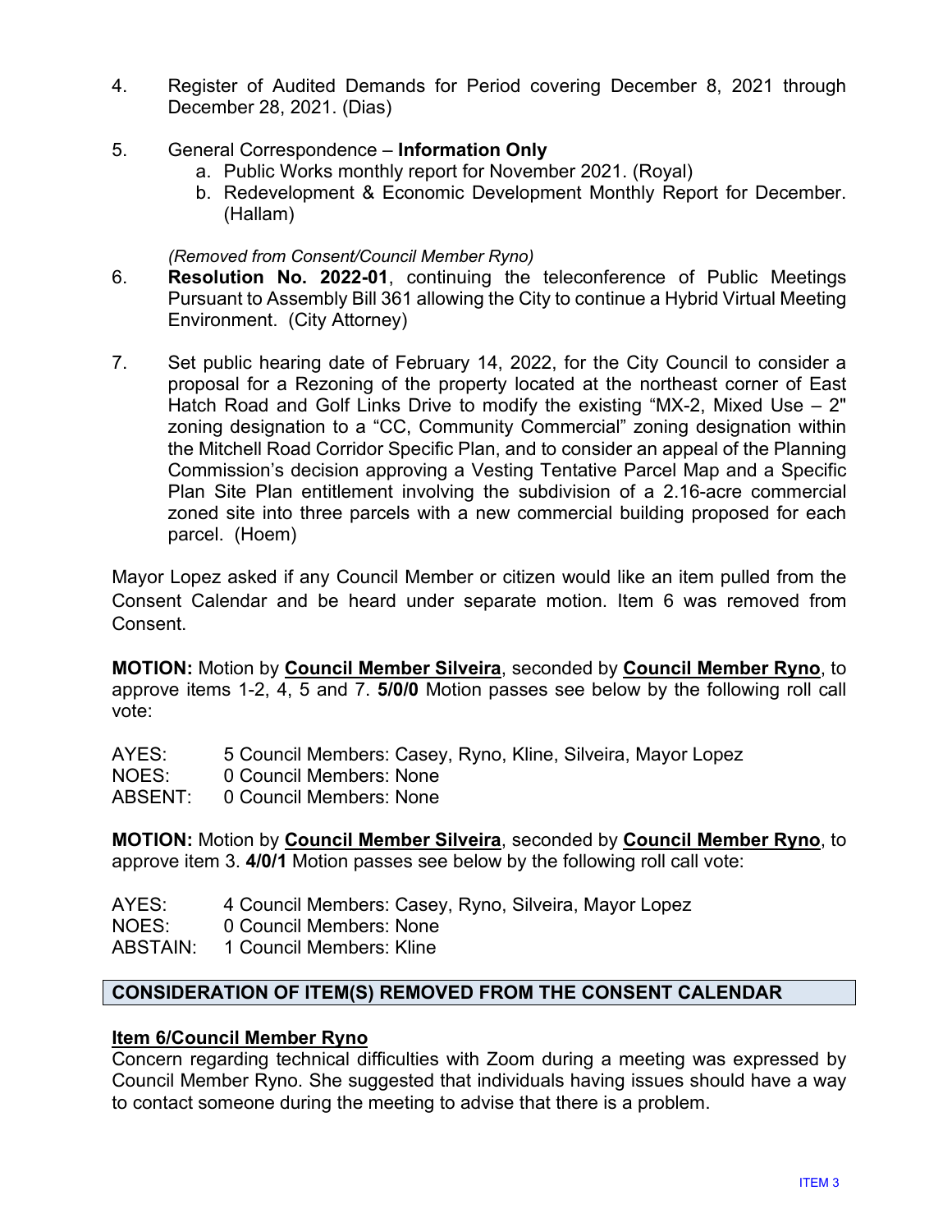4. Register of Audited Demands for Period covering December 8, 2021 through December 28, 2021. (Dias)

5. General Correspondence – **Information Only**
   a. Public Works monthly report for November 2021. (Royal)
   b. Redevelopment & Economic Development Monthly Report for December. (Hallam)

*(Removed from Consent/Council Member Ryno)*

6. **Resolution No. 2022-01**, continuing the teleconference of Public Meetings Pursuant to Assembly Bill 361 allowing the City to continue a Hybrid Virtual Meeting Environment. (City Attorney)

7. Set public hearing date of February 14, 2022, for the City Council to consider a proposal for a Rezoning of the property located at the northeast corner of East Hatch Road and Golf Links Drive to modify the existing "MX-2, Mixed Use – 2" zoning designation to a "CC, Community Commercial" zoning designation within the Mitchell Road Corridor Specific Plan, and to consider an appeal of the Planning Commission's decision approving a Vesting Tentative Parcel Map and a Specific Plan Site Plan entitlement involving the subdivision of a 2.16-acre commercial zoned site into three parcels with a new commercial building proposed for each parcel. (Hoem)

Mayor Lopez asked if any Council Member or citizen would like an item pulled from the Consent Calendar and be heard under separate motion. Item 6 was removed from Consent.

**MOTION:** Motion by **Council Member Silveira**, seconded by **Council Member Ryno**, to approve items 1-2, 4, 5 and 7. **5/0/0** Motion passes see below by the following roll call vote:

AYES: 5 Council Members: Casey, Ryno, Kline, Silveira, Mayor Lopez
NOES: 0 Council Members: None
ABSENT: 0 Council Members: None

**MOTION:** Motion by **Council Member Silveira**, seconded by **Council Member Ryno**, to approve item 3. **4/0/1** Motion passes see below by the following roll call vote:

AYES: 4 Council Members: Casey, Ryno, Silveira, Mayor Lopez
NOES: 0 Council Members: None
ABSTAIN: 1 Council Members: Kline

## CONSIDERATION OF ITEM(S) REMOVED FROM THE CONSENT CALENDAR

**Item 6/Council Member Ryno**

Concern regarding technical difficulties with Zoom during a meeting was expressed by Council Member Ryno. She suggested that individuals having issues should have a way to contact someone during the meeting to advise that there is a problem.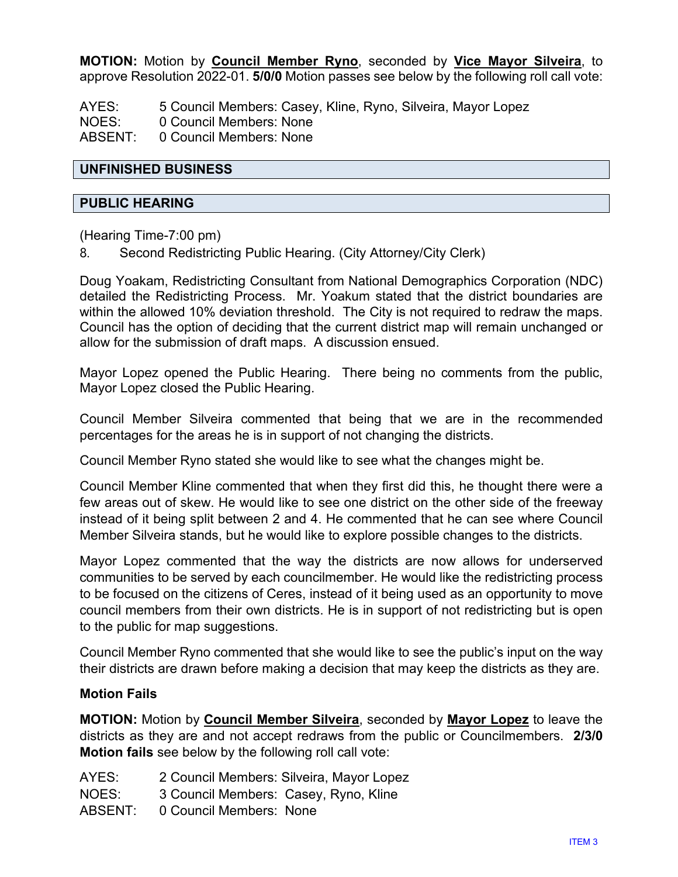**MOTION:** Motion by **Council Member Ryno**, seconded by **Vice Mayor Silveira**, to approve Resolution 2022-01. **5/0/0** Motion passes see below by the following roll call vote:

AYES: 5 Council Members: Casey, Kline, Ryno, Silveira, Mayor Lopez
NOES: 0 Council Members: None
ABSENT: 0 Council Members: None

## UNFINISHED BUSINESS

## PUBLIC HEARING

(Hearing Time-7:00 pm)

8. Second Redistricting Public Hearing. (City Attorney/City Clerk)

Doug Yoakam, Redistricting Consultant from National Demographics Corporation (NDC) detailed the Redistricting Process. Mr. Yoakum stated that the district boundaries are within the allowed 10% deviation threshold. The City is not required to redraw the maps. Council has the option of deciding that the current district map will remain unchanged or allow for the submission of draft maps. A discussion ensued.

Mayor Lopez opened the Public Hearing. There being no comments from the public, Mayor Lopez closed the Public Hearing.

Council Member Silveira commented that being that we are in the recommended percentages for the areas he is in support of not changing the districts.

Council Member Ryno stated she would like to see what the changes might be.

Council Member Kline commented that when they first did this, he thought there were a few areas out of skew. He would like to see one district on the other side of the freeway instead of it being split between 2 and 4. He commented that he can see where Council Member Silveira stands, but he would like to explore possible changes to the districts.

Mayor Lopez commented that the way the districts are now allows for underserved communities to be served by each councilmember. He would like the redistricting process to be focused on the citizens of Ceres, instead of it being used as an opportunity to move council members from their own districts. He is in support of not redistricting but is open to the public for map suggestions.

Council Member Ryno commented that she would like to see the public's input on the way their districts are drawn before making a decision that may keep the districts as they are.

**Motion Fails**

**MOTION:** Motion by **Council Member Silveira**, seconded by **Mayor Lopez** to leave the districts as they are and not accept redraws from the public or Councilmembers. **2/3/0 Motion fails** see below by the following roll call vote:

AYES: 2 Council Members: Silveira, Mayor Lopez
NOES: 3 Council Members: Casey, Ryno, Kline
ABSENT: 0 Council Members: None

ITEM 3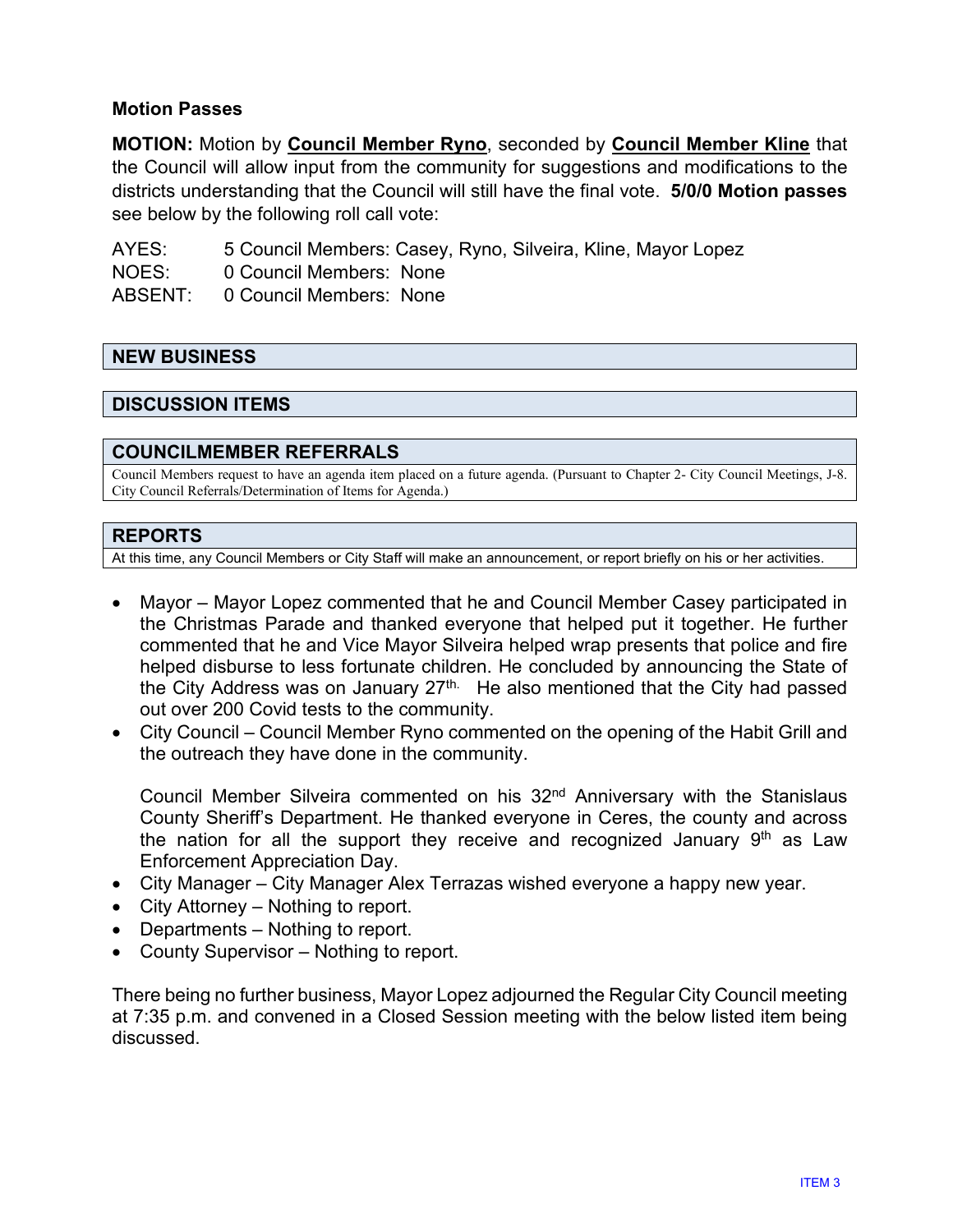**Motion Passes**

**MOTION:** Motion by **Council Member Ryno**, seconded by **Council Member Kline** that the Council will allow input from the community for suggestions and modifications to the districts understanding that the Council will still have the final vote. **5/0/0 Motion passes** see below by the following roll call vote:

AYES: 5 Council Members: Casey, Ryno, Silveira, Kline, Mayor Lopez
NOES: 0 Council Members: None
ABSENT: 0 Council Members: None

## NEW BUSINESS

## DISCUSSION ITEMS

## COUNCILMEMBER REFERRALS

Council Members request to have an agenda item placed on a future agenda. (Pursuant to Chapter 2- City Council Meetings, J-8. City Council Referrals/Determination of Items for Agenda.)

## REPORTS

At this time, any Council Members or City Staff will make an announcement, or report briefly on his or her activities.

- Mayor – Mayor Lopez commented that he and Council Member Casey participated in the Christmas Parade and thanked everyone that helped put it together. He further commented that he and Vice Mayor Silveira helped wrap presents that police and fire helped disburse to less fortunate children. He concluded by announcing the State of the City Address was on January 27th. He also mentioned that the City had passed out over 200 Covid tests to the community.
- City Council – Council Member Ryno commented on the opening of the Habit Grill and the outreach they have done in the community.

  Council Member Silveira commented on his 32nd Anniversary with the Stanislaus County Sheriff's Department. He thanked everyone in Ceres, the county and across the nation for all the support they receive and recognized January 9th as Law Enforcement Appreciation Day.
- City Manager – City Manager Alex Terrazas wished everyone a happy new year.
- City Attorney – Nothing to report.
- Departments – Nothing to report.
- County Supervisor – Nothing to report.

There being no further business, Mayor Lopez adjourned the Regular City Council meeting at 7:35 p.m. and convened in a Closed Session meeting with the below listed item being discussed.

ITEM 3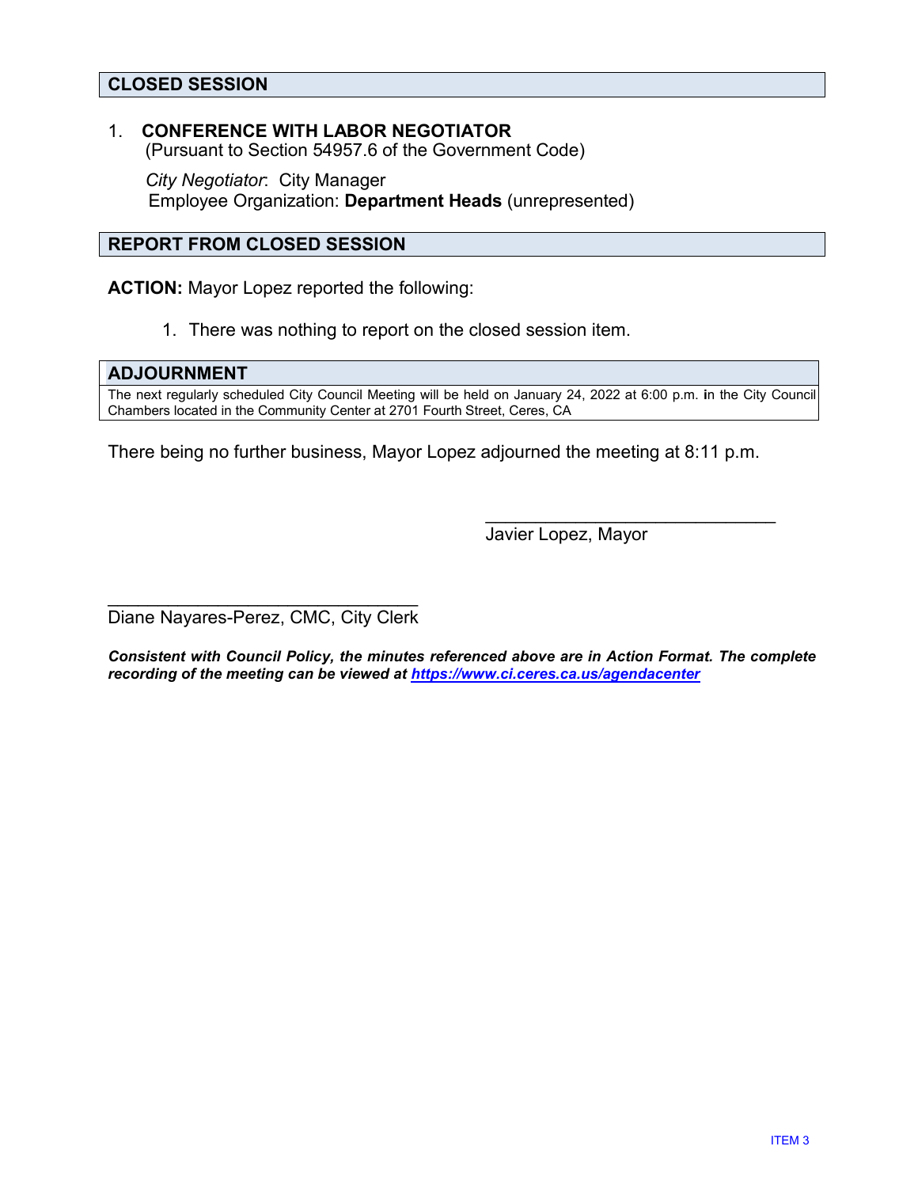## CLOSED SESSION

1. **CONFERENCE WITH LABOR NEGOTIATOR**
   (Pursuant to Section 54957.6 of the Government Code)

   *City Negotiator*: City Manager
   Employee Organization: **Department Heads** (unrepresented)

## REPORT FROM CLOSED SESSION

**ACTION:** Mayor Lopez reported the following:

1. There was nothing to report on the closed session item.

## ADJOURNMENT

The next regularly scheduled City Council Meeting will be held on January 24, 2022 at 6:00 p.m. in the City Council Chambers located in the Community Center at 2701 Fourth Street, Ceres, CA

There being no further business, Mayor Lopez adjourned the meeting at 8:11 p.m.

\_\_\_\_\_\_\_\_\_\_\_\_\_\_\_\_\_\_\_\_\_\_\_\_\_\_\_\_\_\_
Javier Lopez, Mayor

\_\_\_\_\_\_\_\_\_\_\_\_\_\_\_\_\_\_\_\_\_\_\_\_\_\_\_\_\_\_
Diane Nayares-Perez, CMC, City Clerk

***Consistent with Council Policy, the minutes referenced above are in Action Format. The complete recording of the meeting can be viewed at [https://www.ci.ceres.ca.us/agendacenter](https://www.ci.ceres.ca.us/agendacenter)***

ITEM 3